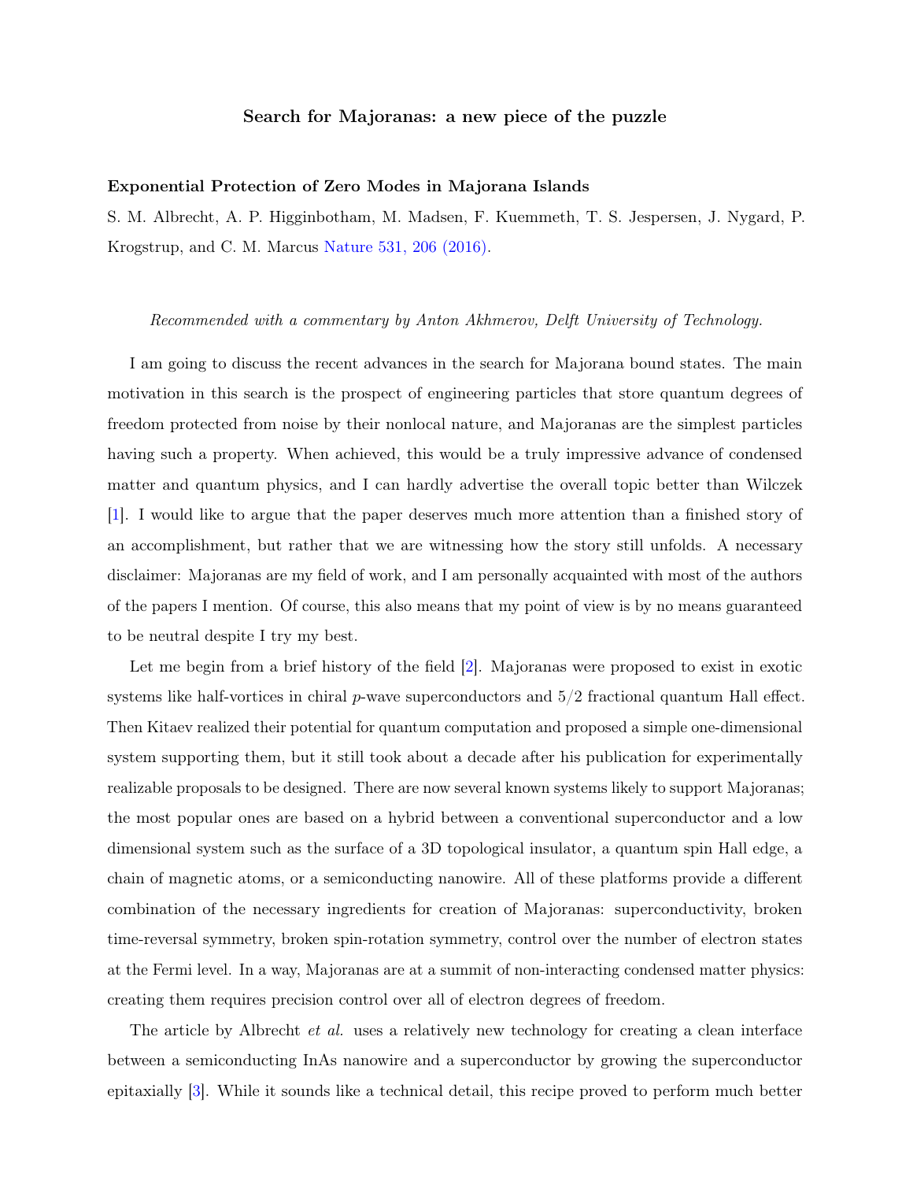# Search for Majoranas: a new piece of the puzzle

**Exponential Protection of Zero Modes in Majorana Islands**

S. M. Albrecht, A. P. Higginbotham, M. Madsen, F. Kuemmeth, T. S. Jespersen, J. Nygard, P. Krogstrup, and C. M. Marcus Nature 531, 206 (2016).

*Recommended with a commentary by Anton Akhmerov, Delft University of Technology.*

I am going to discuss the recent advances in the search for Majorana bound states. The main motivation in this search is the prospect of engineering particles that store quantum degrees of freedom protected from noise by their nonlocal nature, and Majoranas are the simplest particles having such a property. When achieved, this would be a truly impressive advance of condensed matter and quantum physics, and I can hardly advertise the overall topic better than Wilczek [1]. I would like to argue that the paper deserves much more attention than a finished story of an accomplishment, but rather that we are witnessing how the story still unfolds. A necessary disclaimer: Majoranas are my field of work, and I am personally acquainted with most of the authors of the papers I mention. Of course, this also means that my point of view is by no means guaranteed to be neutral despite I try my best.

Let me begin from a brief history of the field [2]. Majoranas were proposed to exist in exotic systems like half-vortices in chiral $p$-wave superconductors and $5/2$ fractional quantum Hall effect. Then Kitaev realized their potential for quantum computation and proposed a simple one-dimensional system supporting them, but it still took about a decade after his publication for experimentally realizable proposals to be designed. There are now several known systems likely to support Majoranas; the most popular ones are based on a hybrid between a conventional superconductor and a low dimensional system such as the surface of a 3D topological insulator, a quantum spin Hall edge, a chain of magnetic atoms, or a semiconducting nanowire. All of these platforms provide a different combination of the necessary ingredients for creation of Majoranas: superconductivity, broken time-reversal symmetry, broken spin-rotation symmetry, control over the number of electron states at the Fermi level. In a way, Majoranas are at a summit of non-interacting condensed matter physics: creating them requires precision control over all of electron degrees of freedom.

The article by Albrecht *et al.* uses a relatively new technology for creating a clean interface between a semiconducting InAs nanowire and a superconductor by growing the superconductor epitaxially [3]. While it sounds like a technical detail, this recipe proved to perform much better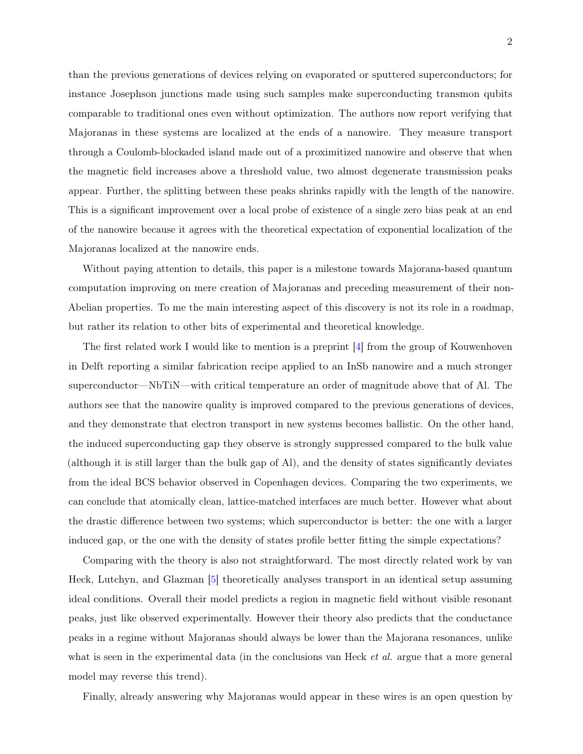than the previous generations of devices relying on evaporated or sputtered superconductors; for instance Josephson junctions made using such samples make superconducting transmon qubits comparable to traditional ones even without optimization. The authors now report verifying that Majoranas in these systems are localized at the ends of a nanowire. They measure transport through a Coulomb-blockaded island made out of a proximitized nanowire and observe that when the magnetic field increases above a threshold value, two almost degenerate transmission peaks appear. Further, the splitting between these peaks shrinks rapidly with the length of the nanowire. This is a significant improvement over a local probe of existence of a single zero bias peak at an end of the nanowire because it agrees with the theoretical expectation of exponential localization of the Majoranas localized at the nanowire ends.

Without paying attention to details, this paper is a milestone towards Majorana-based quantum computation improving on mere creation of Majoranas and preceding measurement of their non-Abelian properties. To me the main interesting aspect of this discovery is not its role in a roadmap, but rather its relation to other bits of experimental and theoretical knowledge.

The first related work I would like to mention is a preprint [4] from the group of Kouwenhoven in Delft reporting a similar fabrication recipe applied to an InSb nanowire and a much stronger superconductor—NbTiN—with critical temperature an order of magnitude above that of Al. The authors see that the nanowire quality is improved compared to the previous generations of devices, and they demonstrate that electron transport in new systems becomes ballistic. On the other hand, the induced superconducting gap they observe is strongly suppressed compared to the bulk value (although it is still larger than the bulk gap of Al), and the density of states significantly deviates from the ideal BCS behavior observed in Copenhagen devices. Comparing the two experiments, we can conclude that atomically clean, lattice-matched interfaces are much better. However what about the drastic difference between two systems; which superconductor is better: the one with a larger induced gap, or the one with the density of states profile better fitting the simple expectations?

Comparing with the theory is also not straightforward. The most directly related work by van Heck, Lutchyn, and Glazman [5] theoretically analyses transport in an identical setup assuming ideal conditions. Overall their model predicts a region in magnetic field without visible resonant peaks, just like observed experimentally. However their theory also predicts that the conductance peaks in a regime without Majoranas should always be lower than the Majorana resonances, unlike what is seen in the experimental data (in the conclusions van Heck *et al.* argue that a more general model may reverse this trend).

Finally, already answering why Majoranas would appear in these wires is an open question by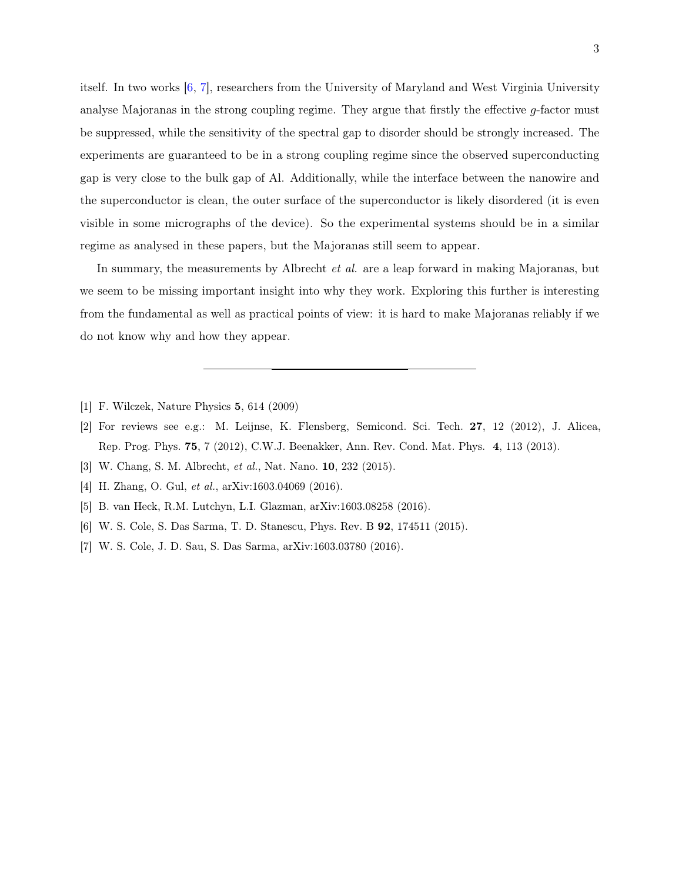itself. In two works [6, 7], researchers from the University of Maryland and West Virginia University analyse Majoranas in the strong coupling regime. They argue that firstly the effective $g$-factor must be suppressed, while the sensitivity of the spectral gap to disorder should be strongly increased. The experiments are guaranteed to be in a strong coupling regime since the observed superconducting gap is very close to the bulk gap of Al. Additionally, while the interface between the nanowire and the superconductor is clean, the outer surface of the superconductor is likely disordered (it is even visible in some micrographs of the device). So the experimental systems should be in a similar regime as analysed in these papers, but the Majoranas still seem to appear.

In summary, the measurements by Albrecht *et al.* are a leap forward in making Majoranas, but we seem to be missing important insight into why they work. Exploring this further is interesting from the fundamental as well as practical points of view: it is hard to make Majoranas reliably if we do not know why and how they appear.

---

[1] F. Wilczek, Nature Physics **5**, 614 (2009)

[2] For reviews see e.g.: M. Leijnse, K. Flensberg, Semicond. Sci. Tech. **27**, 12 (2012), J. Alicea, Rep. Prog. Phys. **75**, 7 (2012), C.W.J. Beenakker, Ann. Rev. Cond. Mat. Phys. **4**, 113 (2013).

[3] W. Chang, S. M. Albrecht, *et al.*, Nat. Nano. **10**, 232 (2015).

[4] H. Zhang, O. Gul, *et al.*, arXiv:1603.04069 (2016).

[5] B. van Heck, R.M. Lutchyn, L.I. Glazman, arXiv:1603.08258 (2016).

[6] W. S. Cole, S. Das Sarma, T. D. Stanescu, Phys. Rev. B **92**, 174511 (2015).

[7] W. S. Cole, J. D. Sau, S. Das Sarma, arXiv:1603.03780 (2016).